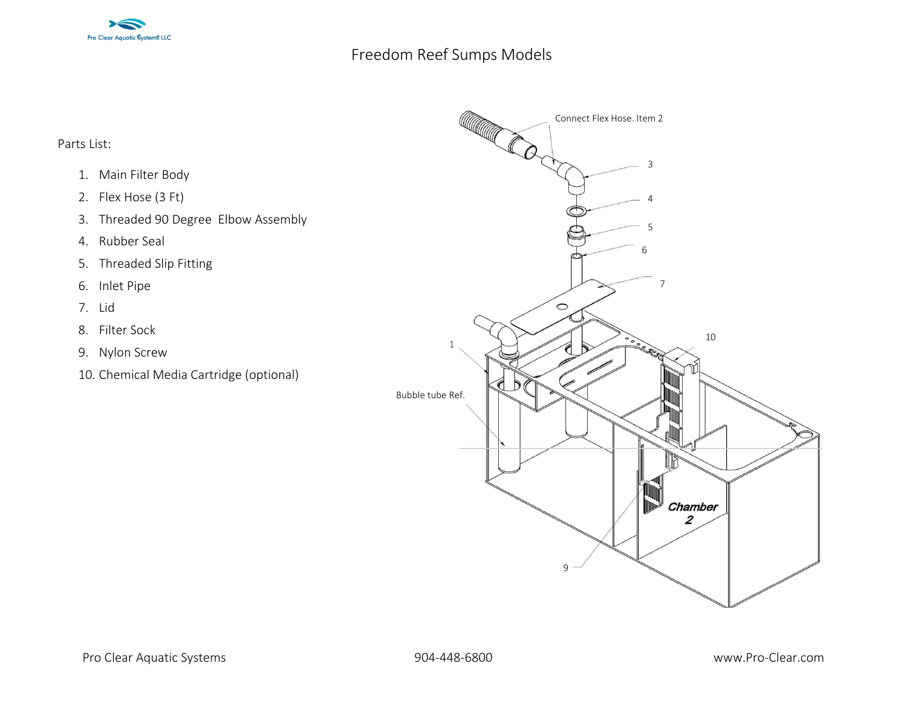# Freedom Reef Sumps Models

Parts List:

1. Main Filter Body
2. Flex Hose (3 Ft)
3. Threaded 90 Degree Elbow Assembly
4. Rubber Seal
5. Threaded Slip Fitting
6. Inlet Pipe
7. Lid
8. Filter Sock
9. Nylon Screw
10. Chemical Media Cartridge (optional)

Connect Flex Hose. Item 2

3

4

5

6

7

10

1

Bubble tube Ref.

Chamber 2

9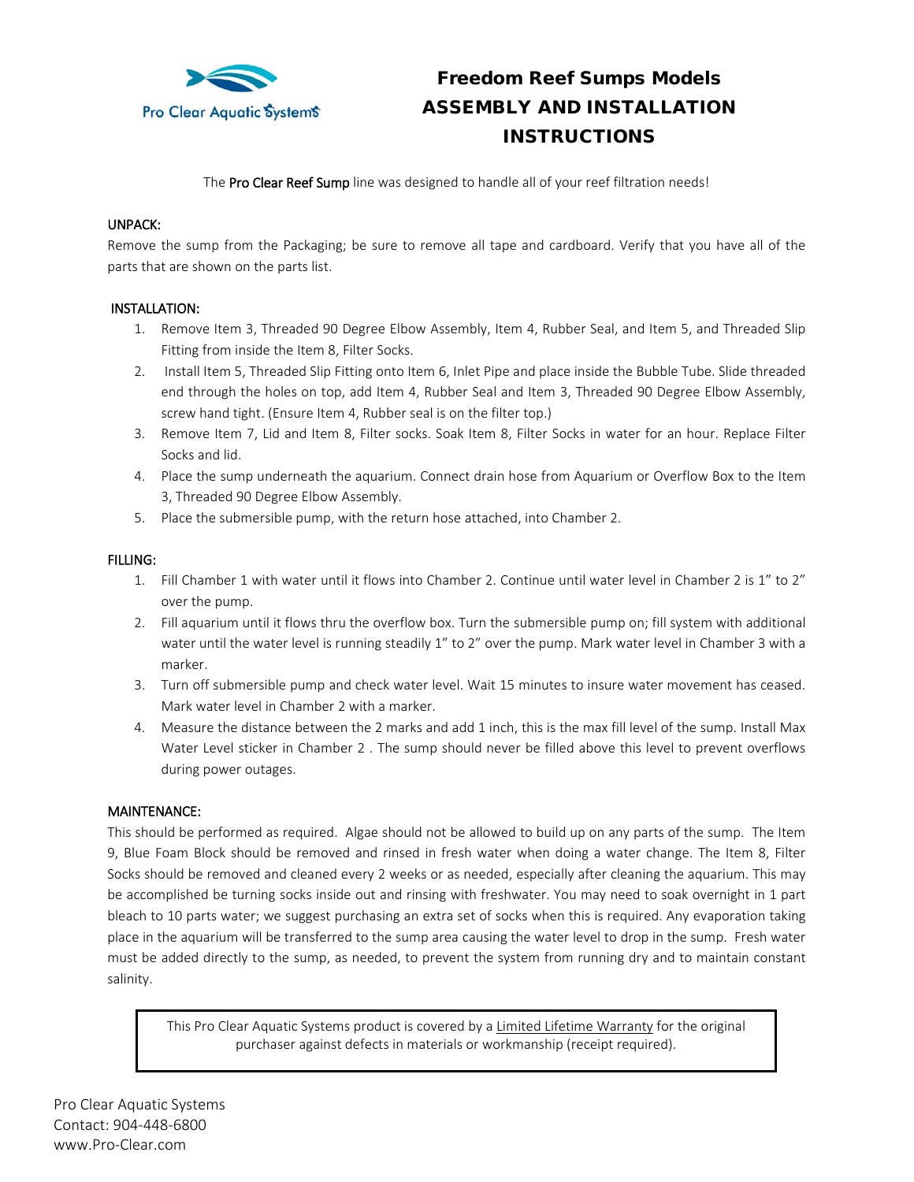Pro Clear Aquatic Systems

# Freedom Reef Sumps Models ASSEMBLY AND INSTALLATION INSTRUCTIONS

The **Pro Clear Reef Sump** line was designed to handle all of your reef filtration needs!

## UNPACK:

Remove the sump from the Packaging; be sure to remove all tape and cardboard. Verify that you have all of the parts that are shown on the parts list.

## INSTALLATION:

1. Remove Item 3, Threaded 90 Degree Elbow Assembly, Item 4, Rubber Seal, and Item 5, and Threaded Slip Fitting from inside the Item 8, Filter Socks.
2. Install Item 5, Threaded Slip Fitting onto Item 6, Inlet Pipe and place inside the Bubble Tube. Slide threaded end through the holes on top, add Item 4, Rubber Seal and Item 3, Threaded 90 Degree Elbow Assembly, screw hand tight. (Ensure Item 4, Rubber seal is on the filter top.)
3. Remove Item 7, Lid and Item 8, Filter socks. Soak Item 8, Filter Socks in water for an hour. Replace Filter Socks and lid.
4. Place the sump underneath the aquarium. Connect drain hose from Aquarium or Overflow Box to the Item 3, Threaded 90 Degree Elbow Assembly.
5. Place the submersible pump, with the return hose attached, into Chamber 2.

## FILLING:

1. Fill Chamber 1 with water until it flows into Chamber 2. Continue until water level in Chamber 2 is 1" to 2" over the pump.
2. Fill aquarium until it flows thru the overflow box. Turn the submersible pump on; fill system with additional water until the water level is running steadily 1" to 2" over the pump. Mark water level in Chamber 3 with a marker.
3. Turn off submersible pump and check water level. Wait 15 minutes to insure water movement has ceased. Mark water level in Chamber 2 with a marker.
4. Measure the distance between the 2 marks and add 1 inch, this is the max fill level of the sump. Install Max Water Level sticker in Chamber 2 . The sump should never be filled above this level to prevent overflows during power outages.

## MAINTENANCE:

This should be performed as required. Algae should not be allowed to build up on any parts of the sump. The Item 9, Blue Foam Block should be removed and rinsed in fresh water when doing a water change. The Item 8, Filter Socks should be removed and cleaned every 2 weeks or as needed, especially after cleaning the aquarium. This may be accomplished be turning socks inside out and rinsing with freshwater. You may need to soak overnight in 1 part bleach to 10 parts water; we suggest purchasing an extra set of socks when this is required. Any evaporation taking place in the aquarium will be transferred to the sump area causing the water level to drop in the sump. Fresh water must be added directly to the sump, as needed, to prevent the system from running dry and to maintain constant salinity.

This Pro Clear Aquatic Systems product is covered by a Limited Lifetime Warranty for the original purchaser against defects in materials or workmanship (receipt required).

Pro Clear Aquatic Systems
Contact: 904-448-6800
www.Pro-Clear.com